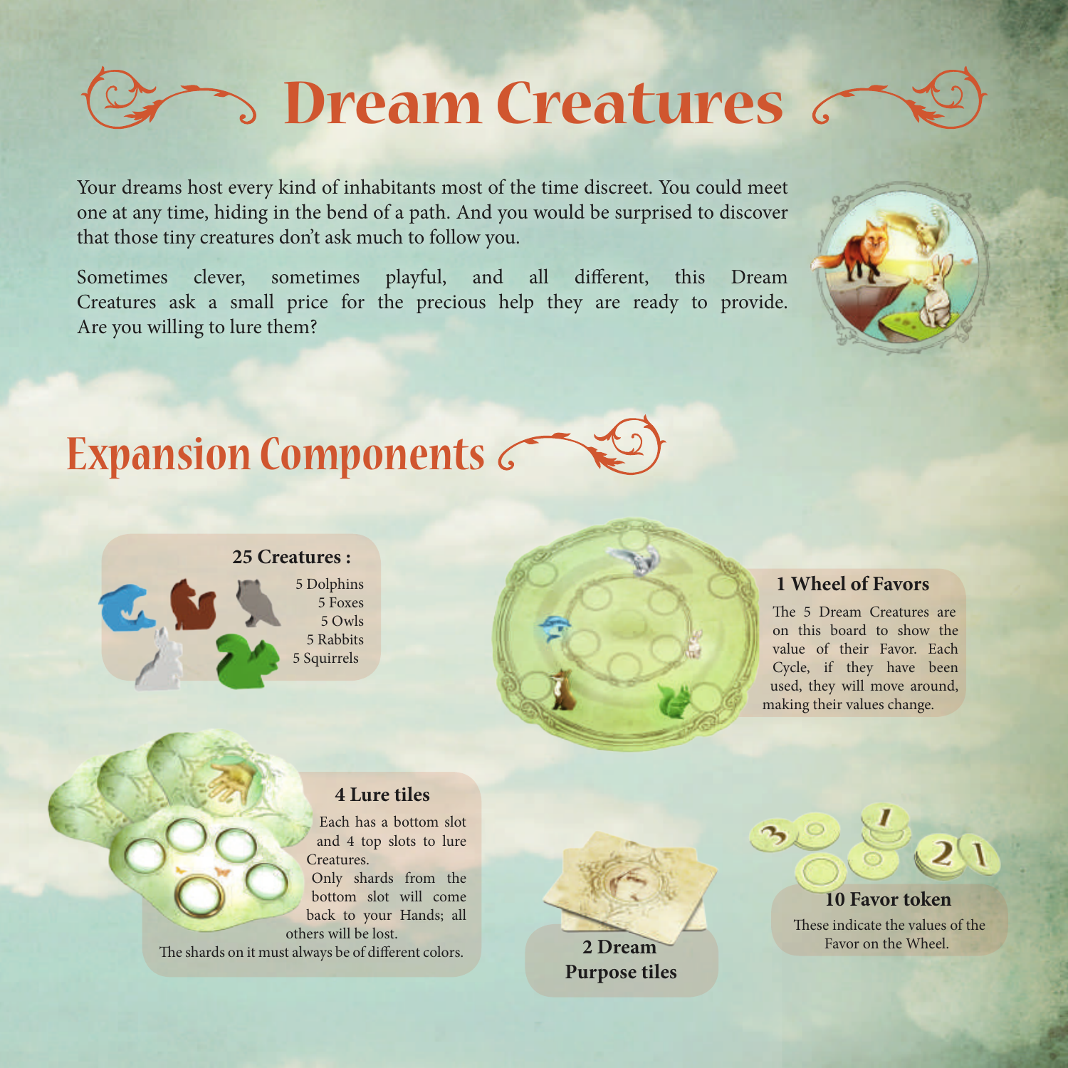# Dream Creatures

Your dreams host every kind of inhabitants most of the time discreet. You could meet one at any time, hiding in the bend of a path. And you would be surprised to discover that those tiny creatures don't ask much to follow you.

Sometimes clever, sometimes playful, and all different, this Dream Creatures ask a small price for the precious help they are ready to provide. Are you willing to lure them?

## Expansion Components

**25 Creatures :**

- 5 Dolphins
- 5 Foxes
- 5 Owls
- 5 Rabbits
- 5 Squirrels

**1 Wheel of Favors**

The 5 Dream Creatures are on this board to show the value of their Favor. Each Cycle, if they have been used, they will move around, making their values change.

**4 Lure tiles**

Each has a bottom slot and 4 top slots to lure Creatures.
Only shards from the bottom slot will come back to your Hands; all others will be lost.
The shards on it must always be of different colors.

**2 Dream Purpose tiles**

**10 Favor token**

These indicate the values of the Favor on the Wheel.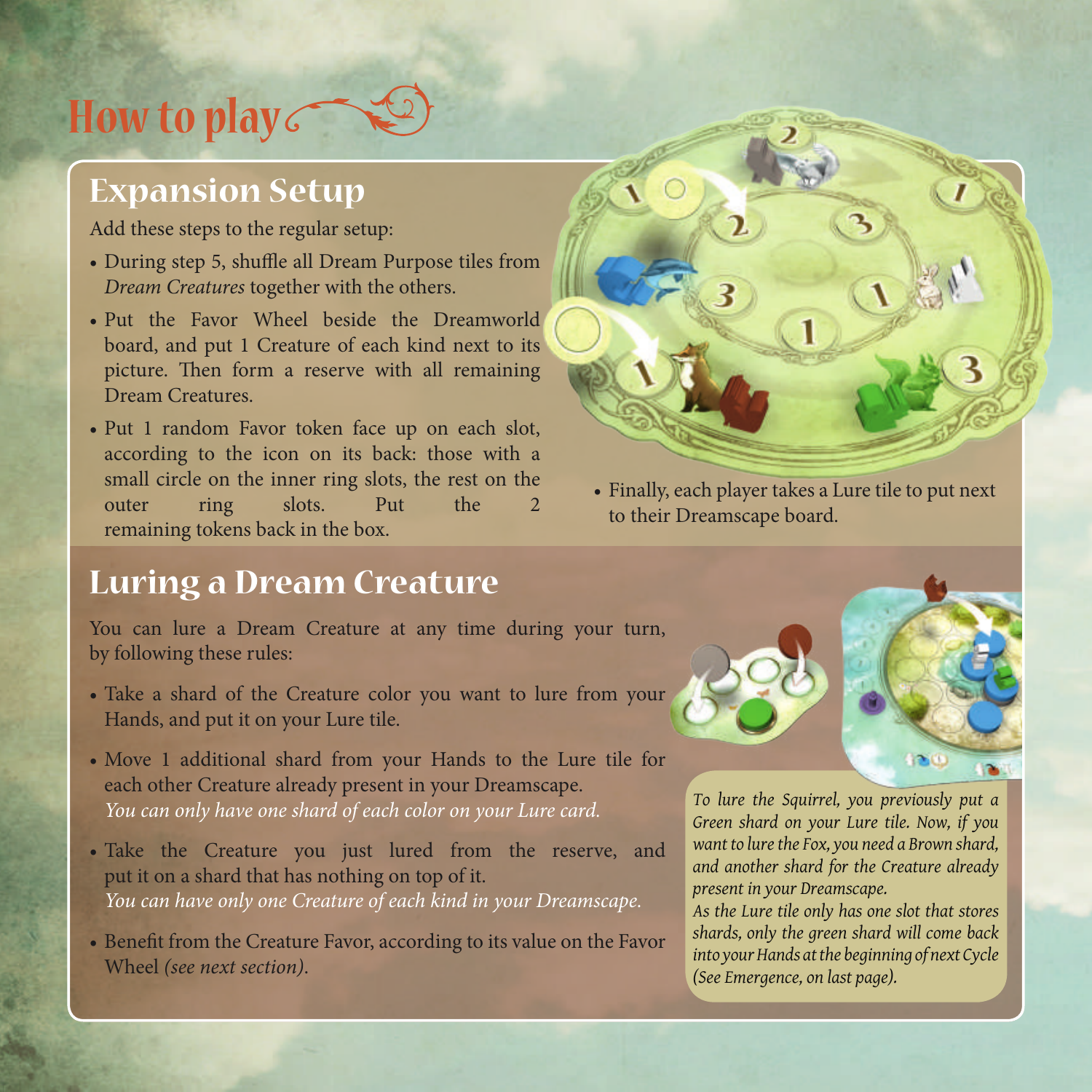# How to play

## Expansion Setup

Add these steps to the regular setup:

- During step 5, shuffle all Dream Purpose tiles from *Dream Creatures* together with the others.
- Put the Favor Wheel beside the Dreamworld board, and put 1 Creature of each kind next to its picture. Then form a reserve with all remaining Dream Creatures.
- Put 1 random Favor token face up on each slot, according to the icon on its back: those with a small circle on the inner ring slots, the rest on the outer ring slots. Put the 2 remaining tokens back in the box.
- Finally, each player takes a Lure tile to put next to their Dreamscape board.

## Luring a Dream Creature

You can lure a Dream Creature at any time during your turn, by following these rules:

- Take a shard of the Creature color you want to lure from your Hands, and put it on your Lure tile.
- Move 1 additional shard from your Hands to the Lure tile for each other Creature already present in your Dreamscape.
  *You can only have one shard of each color on your Lure card.*
- Take the Creature you just lured from the reserve, and put it on a shard that has nothing on top of it.
  *You can have only one Creature of each kind in your Dreamscape.*
- Benefit from the Creature Favor, according to its value on the Favor Wheel *(see next section)*.

*To lure the Squirrel, you previously put a Green shard on your Lure tile. Now, if you want to lure the Fox, you need a Brown shard, and another shard for the Creature already present in your Dreamscape.*
*As the Lure tile only has one slot that stores shards, only the green shard will come back into your Hands at the beginning of next Cycle (See Emergence, on last page).*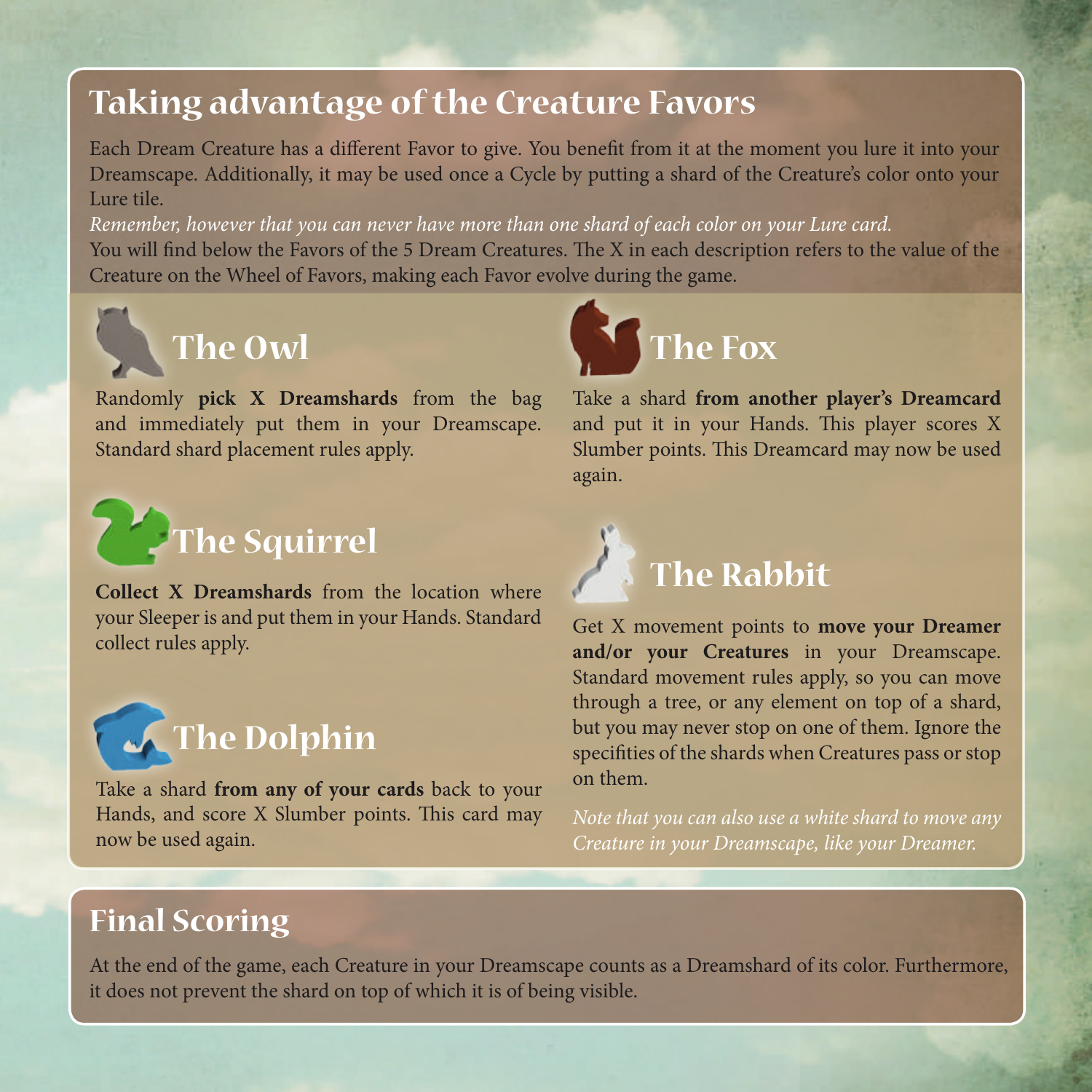## Taking advantage of the Creature Favors

Each Dream Creature has a different Favor to give. You benefit from it at the moment you lure it into your Dreamscape. Additionally, it may be used once a Cycle by putting a shard of the Creature's color onto your Lure tile.

*Remember, however that you can never have more than one shard of each color on your Lure card.*

You will find below the Favors of the 5 Dream Creatures. The X in each description refers to the value of the Creature on the Wheel of Favors, making each Favor evolve during the game.

### The Owl

Randomly **pick X Dreamshards** from the bag and immediately put them in your Dreamscape. Standard shard placement rules apply.

### The Squirrel

**Collect X Dreamshards** from the location where your Sleeper is and put them in your Hands. Standard collect rules apply.

### The Dolphin

Take a shard **from any of your cards** back to your Hands, and score X Slumber points. This card may now be used again.

### The Fox

Take a shard **from another player's Dreamcard** and put it in your Hands. This player scores X Slumber points. This Dreamcard may now be used again.

### The Rabbit

Get X movement points to **move your Dreamer and/or your Creatures** in your Dreamscape. Standard movement rules apply, so you can move through a tree, or any element on top of a shard, but you may never stop on one of them. Ignore the specifities of the shards when Creatures pass or stop on them.

*Note that you can also use a white shard to move any Creature in your Dreamscape, like your Dreamer.*

## Final Scoring

At the end of the game, each Creature in your Dreamscape counts as a Dreamshard of its color. Furthermore, it does not prevent the shard on top of which it is of being visible.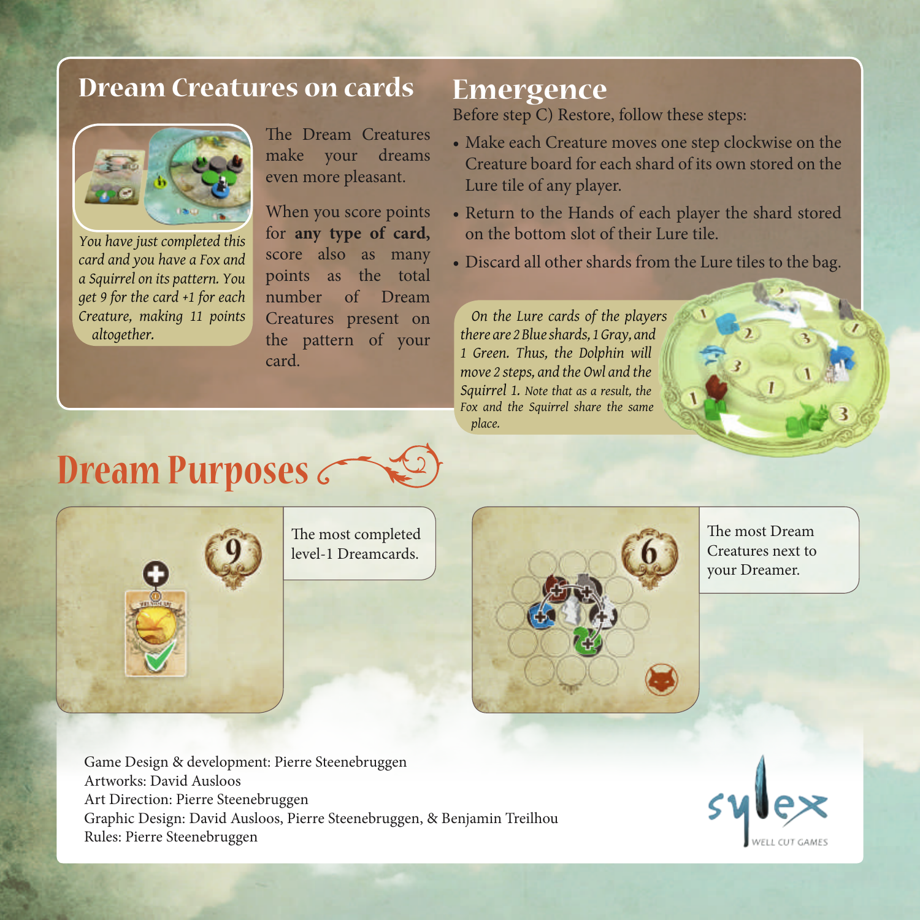## Dream Creatures on cards

*You have just completed this card and you have a Fox and a Squirrel on its pattern. You get 9 for the card +1 for each Creature, making 11 points altogether.*

The Dream Creatures make your dreams even more pleasant.

When you score points for **any type of card,** score also as many points as the total number of Dream Creatures present on the pattern of your card.

## Emergence

Before step C) Restore, follow these steps:

- Make each Creature moves one step clockwise on the Creature board for each shard of its own stored on the Lure tile of any player.
- Return to the Hands of each player the shard stored on the bottom slot of their Lure tile.
- Discard all other shards from the Lure tiles to the bag.

*On the Lure cards of the players there are 2 Blue shards, 1 Gray, and 1 Green. Thus, the Dolphin will move 2 steps, and the Owl and the Squirrel 1. Note that as a result, the Fox and the Squirrel share the same place.*

# Dream Purposes

9

The most completed level-1 Dreamcards.

6

The most Dream Creatures next to your Dreamer.

Game Design & development: Pierre Steenebruggen
Artworks: David Ausloos
Art Direction: Pierre Steenebruggen
Graphic Design: David Ausloos, Pierre Steenebruggen, & Benjamin Treilhou
Rules: Pierre Steenebruggen

sylex WELL CUT GAMES